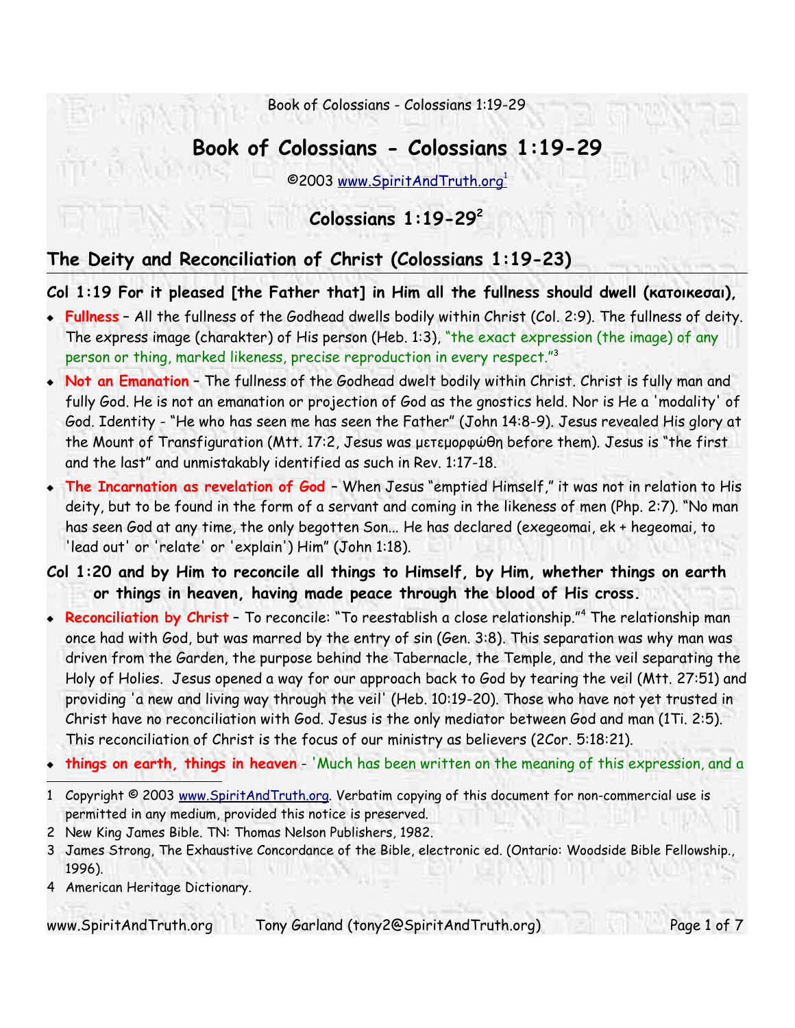# Book of Colossians - Colossians 1:19-29

©2003 www.SpiritAndTruth.org[1]

## Colossians 1:19-29[2]

## The Deity and Reconciliation of Christ (Colossians 1:19-23)

**Col 1:19 For it pleased [the Father that] in Him all the fullness should dwell (κατοικεσαι),**

- **Fullness** – All the fullness of the Godhead dwells bodily within Christ (Col. 2:9). The fullness of deity. The express image (charakter) of His person (Heb. 1:3), "the exact expression (the image) of any person or thing, marked likeness, precise reproduction in every respect."[3]
- **Not an Emanation** – The fullness of the Godhead dwelt bodily within Christ. Christ is fully man and fully God. He is not an emanation or projection of God as the gnostics held. Nor is He a 'modality' of God. Identity - "He who has seen me has seen the Father" (John 14:8-9). Jesus revealed His glory at the Mount of Transfiguration (Mtt. 17:2, Jesus was μετεμορφώθη before them). Jesus is "the first and the last" and unmistakably identified as such in Rev. 1:17-18.
- **The Incarnation as revelation of God** – When Jesus "emptied Himself," it was not in relation to His deity, but to be found in the form of a servant and coming in the likeness of men (Php. 2:7). "No man has seen God at any time, the only begotten Son... He has declared (exegeomai, ek + hegeomai, to 'lead out' or 'relate' or 'explain') Him" (John 1:18).

**Col 1:20 and by Him to reconcile all things to Himself, by Him, whether things on earth or things in heaven, having made peace through the blood of His cross.**

- **Reconciliation by Christ** – To reconcile: "To reestablish a close relationship."[4] The relationship man once had with God, but was marred by the entry of sin (Gen. 3:8). This separation was why man was driven from the Garden, the purpose behind the Tabernacle, the Temple, and the veil separating the Holy of Holies. Jesus opened a way for our approach back to God by tearing the veil (Mtt. 27:51) and providing 'a new and living way through the veil' (Heb. 10:19-20). Those who have not yet trusted in Christ have no reconciliation with God. Jesus is the only mediator between God and man (1Ti. 2:5). This reconciliation of Christ is the focus of our ministry as believers (2Cor. 5:18:21).
- **things on earth, things in heaven** - 'Much has been written on the meaning of this expression, and a

---

1 Copyright © 2003 www.SpiritAndTruth.org. Verbatim copying of this document for non-commercial use is permitted in any medium, provided this notice is preserved.

2 New King James Bible. TN: Thomas Nelson Publishers, 1982.

3 James Strong, The Exhaustive Concordance of the Bible, electronic ed. (Ontario: Woodside Bible Fellowship., 1996).

4 American Heritage Dictionary.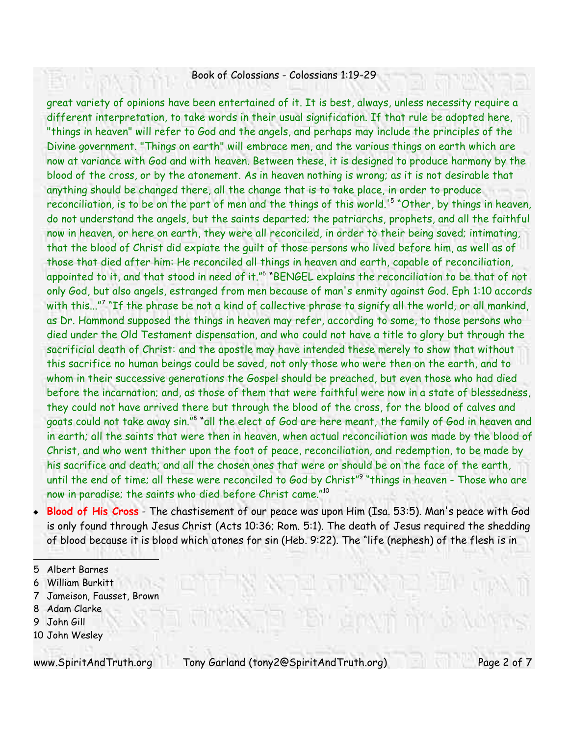great variety of opinions have been entertained of it. It is best, always, unless necessity require a different interpretation, to take words in their usual signification. If that rule be adopted here, "things in heaven" will refer to God and the angels, and perhaps may include the principles of the Divine government. "Things on earth" will embrace men, and the various things on earth which are now at variance with God and with heaven. Between these, it is designed to produce harmony by the blood of the cross, or by the atonement. As in heaven nothing is wrong; as it is not desirable that anything should be changed there, all the change that is to take place, in order to produce reconciliation, is to be on the part of men and the things of this world.'[5] "Other, by things in heaven, do not understand the angels, but the saints departed; the patriarchs, prophets, and all the faithful now in heaven, or here on earth, they were all reconciled, in order to their being saved; intimating, that the blood of Christ did expiate the guilt of those persons who lived before him, as well as of those that died after him: He reconciled all things in heaven and earth, capable of reconciliation, appointed to it, and that stood in need of it."[6] "BENGEL explains the reconciliation to be that of not only God, but also angels, estranged from men because of man's enmity against God. Eph 1:10 accords with this..."[7] "If the phrase be not a kind of collective phrase to signify all the world, or all mankind, as Dr. Hammond supposed the things in heaven may refer, according to some, to those persons who died under the Old Testament dispensation, and who could not have a title to glory but through the sacrificial death of Christ: and the apostle may have intended these merely to show that without this sacrifice no human beings could be saved, not only those who were then on the earth, and to whom in their successive generations the Gospel should be preached, but even those who had died before the incarnation; and, as those of them that were faithful were now in a state of blessedness, they could not have arrived there but through the blood of the cross, for the blood of calves and goats could not take away sin."[8] "all the elect of God are here meant, the family of God in heaven and in earth; all the saints that were then in heaven, when actual reconciliation was made by the blood of Christ, and who went thither upon the foot of peace, reconciliation, and redemption, to be made by his sacrifice and death; and all the chosen ones that were or should be on the face of the earth, until the end of time; all these were reconciled to God by Christ"[9] "things in heaven - Those who are now in paradise; the saints who died before Christ came."[10]

- **Blood of His Cross** - The chastisement of our peace was upon Him (Isa. 53:5). Man's peace with God is only found through Jesus Christ (Acts 10:36; Rom. 5:1). The death of Jesus required the shedding of blood because it is blood which atones for sin (Heb. 9:22). The "life (nephesh) of the flesh is in

---

5 Albert Barnes
6 William Burkitt
7 Jameison, Fausset, Brown
8 Adam Clarke
9 John Gill
10 John Wesley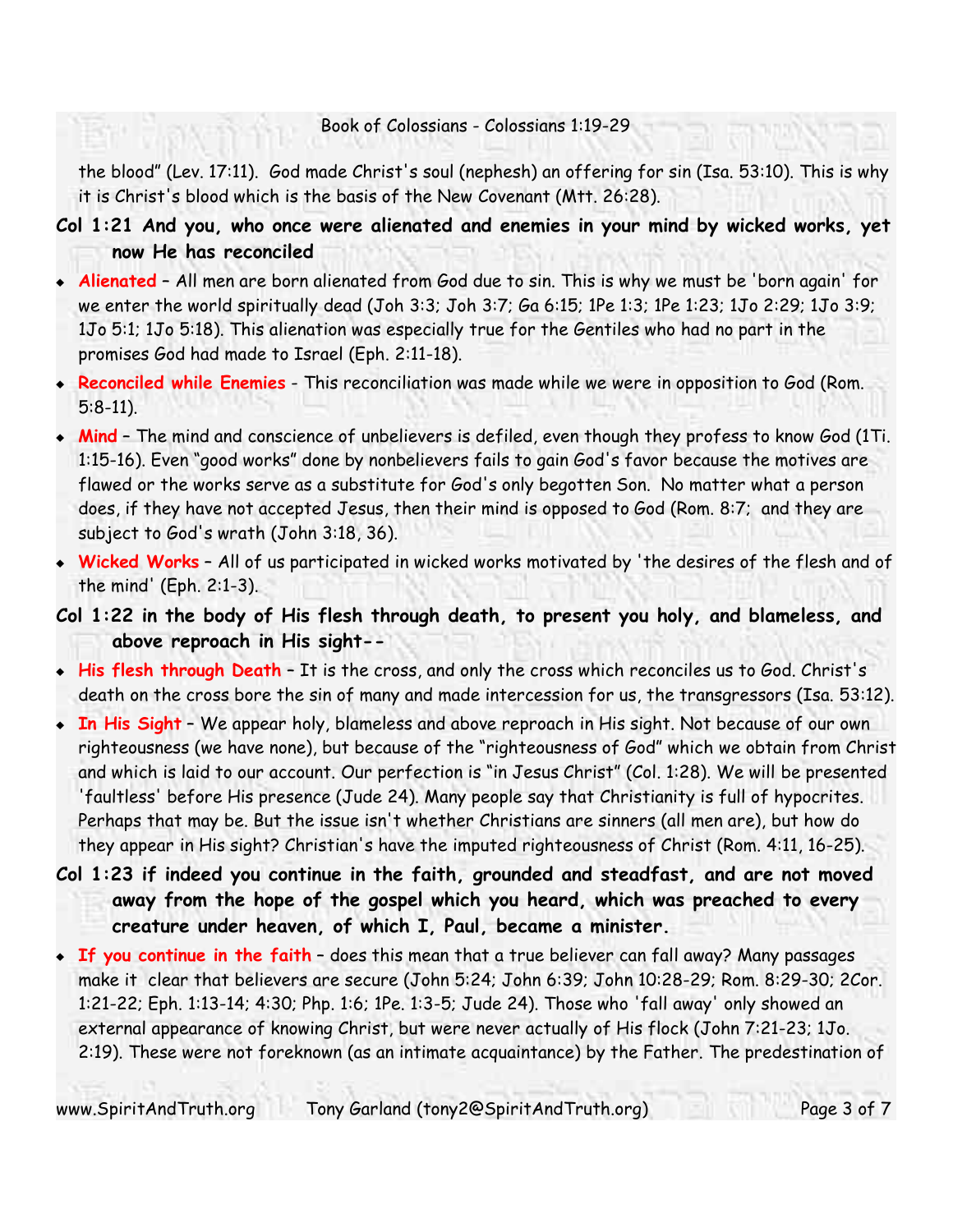the blood" (Lev. 17:11). God made Christ's soul (nephesh) an offering for sin (Isa. 53:10). This is why it is Christ's blood which is the basis of the New Covenant (Mtt. 26:28).

**Col 1:21 And you, who once were alienated and enemies in your mind by wicked works, yet now He has reconciled**

- **Alienated** – All men are born alienated from God due to sin. This is why we must be 'born again' for we enter the world spiritually dead (Joh 3:3; Joh 3:7; Ga 6:15; 1Pe 1:3; 1Pe 1:23; 1Jo 2:29; 1Jo 3:9; 1Jo 5:1; 1Jo 5:18). This alienation was especially true for the Gentiles who had no part in the promises God had made to Israel (Eph. 2:11-18).
- **Reconciled while Enemies** - This reconciliation was made while we were in opposition to God (Rom. 5:8-11).
- **Mind** – The mind and conscience of unbelievers is defiled, even though they profess to know God (1Ti. 1:15-16). Even "good works" done by nonbelievers fails to gain God's favor because the motives are flawed or the works serve as a substitute for God's only begotten Son. No matter what a person does, if they have not accepted Jesus, then their mind is opposed to God (Rom. 8:7; and they are subject to God's wrath (John 3:18, 36).
- **Wicked Works** – All of us participated in wicked works motivated by 'the desires of the flesh and of the mind' (Eph. 2:1-3).

**Col 1:22 in the body of His flesh through death, to present you holy, and blameless, and above reproach in His sight--**

- **His flesh through Death** – It is the cross, and only the cross which reconciles us to God. Christ's death on the cross bore the sin of many and made intercession for us, the transgressors (Isa. 53:12).
- **In His Sight** – We appear holy, blameless and above reproach in His sight. Not because of our own righteousness (we have none), but because of the "righteousness of God" which we obtain from Christ and which is laid to our account. Our perfection is "in Jesus Christ" (Col. 1:28). We will be presented 'faultless' before His presence (Jude 24). Many people say that Christianity is full of hypocrites. Perhaps that may be. But the issue isn't whether Christians are sinners (all men are), but how do they appear in His sight? Christian's have the imputed righteousness of Christ (Rom. 4:11, 16-25).

**Col 1:23 if indeed you continue in the faith, grounded and steadfast, and are not moved away from the hope of the gospel which you heard, which was preached to every creature under heaven, of which I, Paul, became a minister.**

- **If you continue in the faith** – does this mean that a true believer can fall away? Many passages make it clear that believers are secure (John 5:24; John 6:39; John 10:28-29; Rom. 8:29-30; 2Cor. 1:21-22; Eph. 1:13-14; 4:30; Php. 1:6; 1Pe. 1:3-5; Jude 24). Those who 'fall away' only showed an external appearance of knowing Christ, but were never actually of His flock (John 7:21-23; 1Jo. 2:19). These were not foreknown (as an intimate acquaintance) by the Father. The predestination of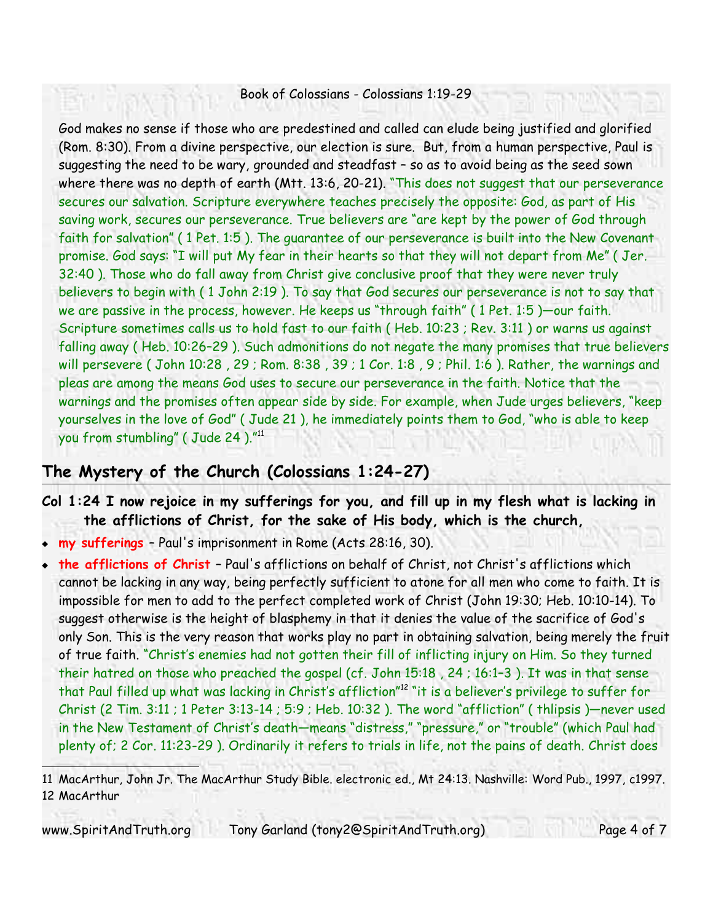God makes no sense if those who are predestined and called can elude being justified and glorified (Rom. 8:30). From a divine perspective, our election is sure. But, from a human perspective, Paul is suggesting the need to be wary, grounded and steadfast – so as to avoid being as the seed sown where there was no depth of earth (Mtt. 13:6, 20-21). "This does not suggest that our perseverance secures our salvation. Scripture everywhere teaches precisely the opposite: God, as part of His saving work, secures our perseverance. True believers are "are kept by the power of God through faith for salvation" ( 1 Pet. 1:5 ). The guarantee of our perseverance is built into the New Covenant promise. God says: "I will put My fear in their hearts so that they will not depart from Me" ( Jer. 32:40 ). Those who do fall away from Christ give conclusive proof that they were never truly believers to begin with ( 1 John 2:19 ). To say that God secures our perseverance is not to say that we are passive in the process, however. He keeps us "through faith" ( 1 Pet. 1:5 )—our faith. Scripture sometimes calls us to hold fast to our faith ( Heb. 10:23 ; Rev. 3:11 ) or warns us against falling away ( Heb. 10:26–29 ). Such admonitions do not negate the many promises that true believers will persevere ( John 10:28 , 29 ; Rom. 8:38 , 39 ; 1 Cor. 1:8 , 9 ; Phil. 1:6 ). Rather, the warnings and pleas are among the means God uses to secure our perseverance in the faith. Notice that the warnings and the promises often appear side by side. For example, when Jude urges believers, "keep yourselves in the love of God" ( Jude 21 ), he immediately points them to God, "who is able to keep you from stumbling" ( Jude 24 )."[11]

## The Mystery of the Church (Colossians 1:24-27)

**Col 1:24 I now rejoice in my sufferings for you, and fill up in my flesh what is lacking in the afflictions of Christ, for the sake of His body, which is the church,**

- **my sufferings** – Paul's imprisonment in Rome (Acts 28:16, 30).
- **the afflictions of Christ** – Paul's afflictions on behalf of Christ, not Christ's afflictions which cannot be lacking in any way, being perfectly sufficient to atone for all men who come to faith. It is impossible for men to add to the perfect completed work of Christ (John 19:30; Heb. 10:10-14). To suggest otherwise is the height of blasphemy in that it denies the value of the sacrifice of God's only Son. This is the very reason that works play no part in obtaining salvation, being merely the fruit of true faith. "Christ's enemies had not gotten their fill of inflicting injury on Him. So they turned their hatred on those who preached the gospel (cf. John 15:18 , 24 ; 16:1–3 ). It was in that sense that Paul filled up what was lacking in Christ's affliction"[12] "it is a believer's privilege to suffer for Christ (2 Tim. 3:11 ; 1 Peter 3:13-14 ; 5:9 ; Heb. 10:32 ). The word "affliction" ( thlipsis )—never used in the New Testament of Christ's death—means "distress," "pressure," or "trouble" (which Paul had plenty of; 2 Cor. 11:23-29 ). Ordinarily it refers to trials in life, not the pains of death. Christ does

---

11 MacArthur, John Jr. The MacArthur Study Bible. electronic ed., Mt 24:13. Nashville: Word Pub., 1997, c1997.
12 MacArthur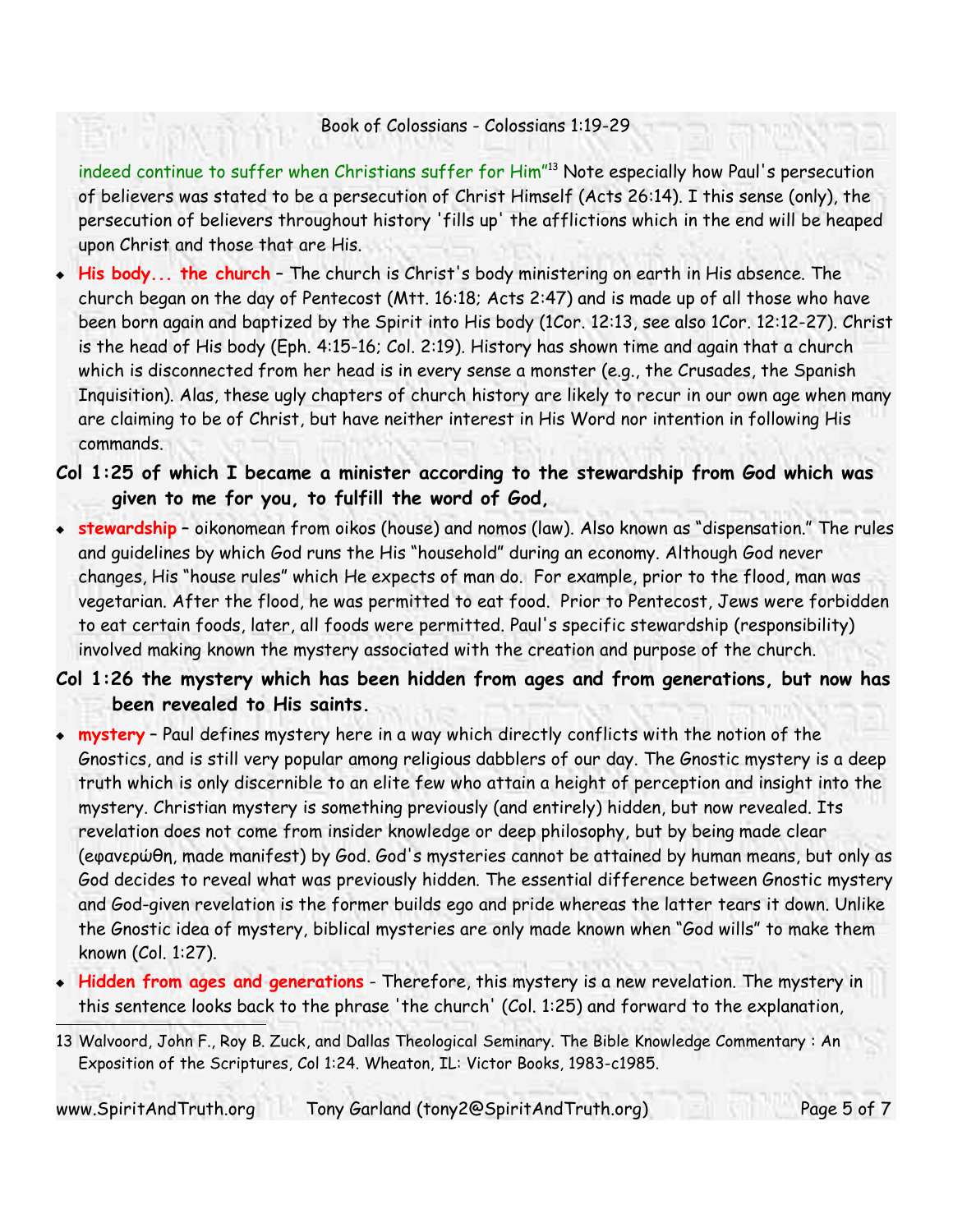indeed continue to suffer when Christians suffer for Him"[13] Note especially how Paul's persecution of believers was stated to be a persecution of Christ Himself (Acts 26:14). I this sense (only), the persecution of believers throughout history 'fills up' the afflictions which in the end will be heaped upon Christ and those that are His.

- **His body... the church** – The church is Christ's body ministering on earth in His absence. The church began on the day of Pentecost (Mtt. 16:18; Acts 2:47) and is made up of all those who have been born again and baptized by the Spirit into His body (1Cor. 12:13, see also 1Cor. 12:12-27). Christ is the head of His body (Eph. 4:15-16; Col. 2:19). History has shown time and again that a church which is disconnected from her head is in every sense a monster (e.g., the Crusades, the Spanish Inquisition). Alas, these ugly chapters of church history are likely to recur in our own age when many are claiming to be of Christ, but have neither interest in His Word nor intention in following His commands.

**Col 1:25 of which I became a minister according to the stewardship from God which was given to me for you, to fulfill the word of God,**

- **stewardship** – oikonomean from oikos (house) and nomos (law). Also known as "dispensation." The rules and guidelines by which God runs the His "household" during an economy. Although God never changes, His "house rules" which He expects of man do. For example, prior to the flood, man was vegetarian. After the flood, he was permitted to eat food. Prior to Pentecost, Jews were forbidden to eat certain foods, later, all foods were permitted. Paul's specific stewardship (responsibility) involved making known the mystery associated with the creation and purpose of the church.

**Col 1:26 the mystery which has been hidden from ages and from generations, but now has been revealed to His saints.**

- **mystery** – Paul defines mystery here in a way which directly conflicts with the notion of the Gnostics, and is still very popular among religious dabblers of our day. The Gnostic mystery is a deep truth which is only discernible to an elite few who attain a height of perception and insight into the mystery. Christian mystery is something previously (and entirely) hidden, but now revealed. Its revelation does not come from insider knowledge or deep philosophy, but by being made clear (εφανερώθη, made manifest) by God. God's mysteries cannot be attained by human means, but only as God decides to reveal what was previously hidden. The essential difference between Gnostic mystery and God-given revelation is the former builds ego and pride whereas the latter tears it down. Unlike the Gnostic idea of mystery, biblical mysteries are only made known when "God wills" to make them known (Col. 1:27).
- **Hidden from ages and generations** - Therefore, this mystery is a new revelation. The mystery in this sentence looks back to the phrase 'the church' (Col. 1:25) and forward to the explanation,

13 Walvoord, John F., Roy B. Zuck, and Dallas Theological Seminary. The Bible Knowledge Commentary : An Exposition of the Scriptures, Col 1:24. Wheaton, IL: Victor Books, 1983-c1985.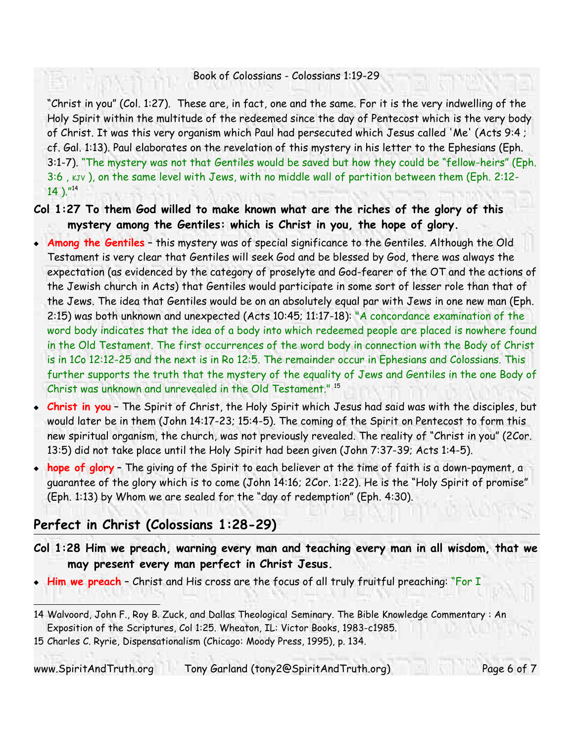"Christ in you" (Col. 1:27). These are, in fact, one and the same. For it is the very indwelling of the Holy Spirit within the multitude of the redeemed since the day of Pentecost which is the very body of Christ. It was this very organism which Paul had persecuted which Jesus called 'Me' (Acts 9:4 ; cf. Gal. 1:13). Paul elaborates on the revelation of this mystery in his letter to the Ephesians (Eph. 3:1-7). "The mystery was not that Gentiles would be saved but how they could be "fellow-heirs" (Eph. 3:6 , KJV ), on the same level with Jews, with no middle wall of partition between them (Eph. 2:12-14 )."[14]

**Col 1:27 To them God willed to make known what are the riches of the glory of this mystery among the Gentiles: which is Christ in you, the hope of glory.**

- **Among the Gentiles** – this mystery was of special significance to the Gentiles. Although the Old Testament is very clear that Gentiles will seek God and be blessed by God, there was always the expectation (as evidenced by the category of proselyte and God-fearer of the OT and the actions of the Jewish church in Acts) that Gentiles would participate in some sort of lesser role than that of the Jews. The idea that Gentiles would be on an absolutely equal par with Jews in one new man (Eph. 2:15) was both unknown and unexpected (Acts 10:45; 11:17-18): "A concordance examination of the word body indicates that the idea of a body into which redeemed people are placed is nowhere found in the Old Testament. The first occurrences of the word body in connection with the Body of Christ is in 1Co 12:12-25 and the next is in Ro 12:5. The remainder occur in Ephesians and Colossians. This further supports the truth that the mystery of the equality of Jews and Gentiles in the one Body of Christ was unknown and unrevealed in the Old Testament." [15]
- **Christ in you** – The Spirit of Christ, the Holy Spirit which Jesus had said was with the disciples, but would later be in them (John 14:17-23; 15:4-5). The coming of the Spirit on Pentecost to form this new spiritual organism, the church, was not previously revealed. The reality of "Christ in you" (2Cor. 13:5) did not take place until the Holy Spirit had been given (John 7:37-39; Acts 1:4-5).
- **hope of glory** – The giving of the Spirit to each believer at the time of faith is a down-payment, a guarantee of the glory which is to come (John 14:16; 2Cor. 1:22). He is the "Holy Spirit of promise" (Eph. 1:13) by Whom we are sealed for the "day of redemption" (Eph. 4:30).

## Perfect in Christ (Colossians 1:28-29)

**Col 1:28 Him we preach, warning every man and teaching every man in all wisdom, that we may present every man perfect in Christ Jesus.**

- **Him we preach** – Christ and His cross are the focus of all truly fruitful preaching: "For I

---

14 Walvoord, John F., Roy B. Zuck, and Dallas Theological Seminary. The Bible Knowledge Commentary : An Exposition of the Scriptures, Col 1:25. Wheaton, IL: Victor Books, 1983-c1985.

15 Charles C. Ryrie, Dispensationalism (Chicago: Moody Press, 1995), p. 134.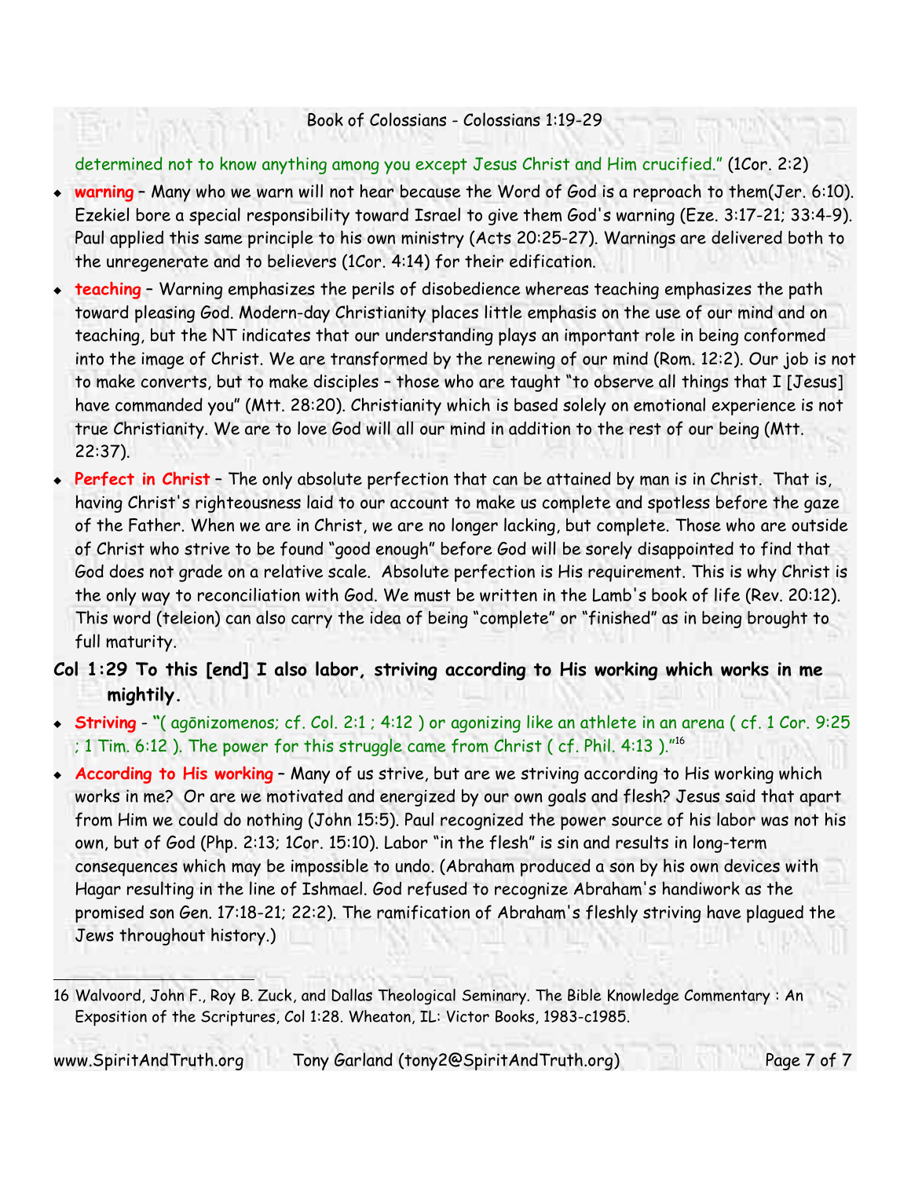determined not to know anything among you except Jesus Christ and Him crucified." (1Cor. 2:2)

- **warning** – Many who we warn will not hear because the Word of God is a reproach to them(Jer. 6:10). Ezekiel bore a special responsibility toward Israel to give them God's warning (Eze. 3:17-21; 33:4-9). Paul applied this same principle to his own ministry (Acts 20:25-27). Warnings are delivered both to the unregenerate and to believers (1Cor. 4:14) for their edification.
- **teaching** – Warning emphasizes the perils of disobedience whereas teaching emphasizes the path toward pleasing God. Modern-day Christianity places little emphasis on the use of our mind and on teaching, but the NT indicates that our understanding plays an important role in being conformed into the image of Christ. We are transformed by the renewing of our mind (Rom. 12:2). Our job is not to make converts, but to make disciples – those who are taught "to observe all things that I [Jesus] have commanded you" (Mtt. 28:20). Christianity which is based solely on emotional experience is not true Christianity. We are to love God will all our mind in addition to the rest of our being (Mtt. 22:37).
- **Perfect in Christ** – The only absolute perfection that can be attained by man is in Christ. That is, having Christ's righteousness laid to our account to make us complete and spotless before the gaze of the Father. When we are in Christ, we are no longer lacking, but complete. Those who are outside of Christ who strive to be found "good enough" before God will be sorely disappointed to find that God does not grade on a relative scale. Absolute perfection is His requirement. This is why Christ is the only way to reconciliation with God. We must be written in the Lamb's book of life (Rev. 20:12). This word (teleion) can also carry the idea of being "complete" or "finished" as in being brought to full maturity.

**Col 1:29 To this [end] I also labor, striving according to His working which works in me mightily.**

- **Striving** - "( agōnizomenos; cf. Col. 2:1 ; 4:12 ) or agonizing like an athlete in an arena ( cf. 1 Cor. 9:25 ; 1 Tim. 6:12 ). The power for this struggle came from Christ ( cf. Phil. 4:13 )."[16]
- **According to His working** – Many of us strive, but are we striving according to His working which works in me? Or are we motivated and energized by our own goals and flesh? Jesus said that apart from Him we could do nothing (John 15:5). Paul recognized the power source of his labor was not his own, but of God (Php. 2:13; 1Cor. 15:10). Labor "in the flesh" is sin and results in long-term consequences which may be impossible to undo. (Abraham produced a son by his own devices with Hagar resulting in the line of Ishmael. God refused to recognize Abraham's handiwork as the promised son Gen. 17:18-21; 22:2). The ramification of Abraham's fleshly striving have plagued the Jews throughout history.)

---

16 Walvoord, John F., Roy B. Zuck, and Dallas Theological Seminary. The Bible Knowledge Commentary : An Exposition of the Scriptures, Col 1:28. Wheaton, IL: Victor Books, 1983-c1985.